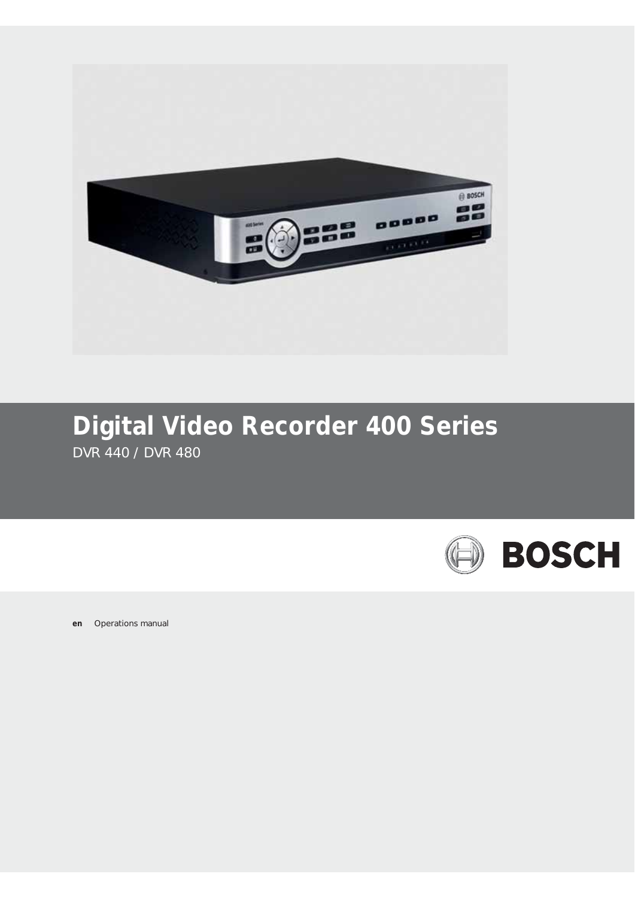# Digital Video Recorder 400 Series

DVR 440 / DVR 480

BOSCH

**en** Operations manual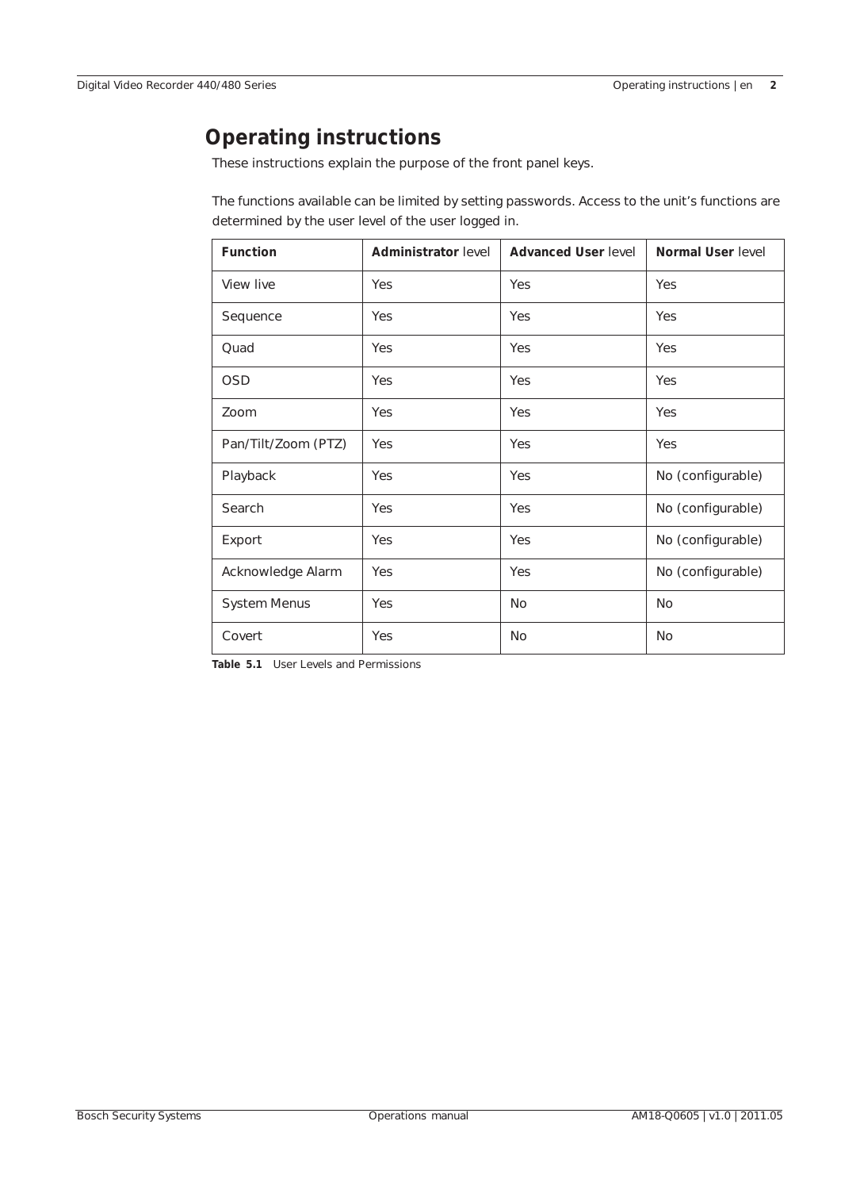# Operating instructions

These instructions explain the purpose of the front panel keys.

The functions available can be limited by setting passwords. Access to the unit's functions are determined by the user level of the user logged in.

| **Function** | **Administrator** level | **Advanced User** level | **Normal User** level |
| --- | --- | --- | --- |
| View live | Yes | Yes | Yes |
| Sequence | Yes | Yes | Yes |
| Quad | Yes | Yes | Yes |
| OSD | Yes | Yes | Yes |
| Zoom | Yes | Yes | Yes |
| Pan/Tilt/Zoom (PTZ) | Yes | Yes | Yes |
| Playback | Yes | Yes | No (configurable) |
| Search | Yes | Yes | No (configurable) |
| Export | Yes | Yes | No (configurable) |
| Acknowledge Alarm | Yes | Yes | No (configurable) |
| System Menus | Yes | No | No |
| Covert | Yes | No | No |

**Table 5.1** User Levels and Permissions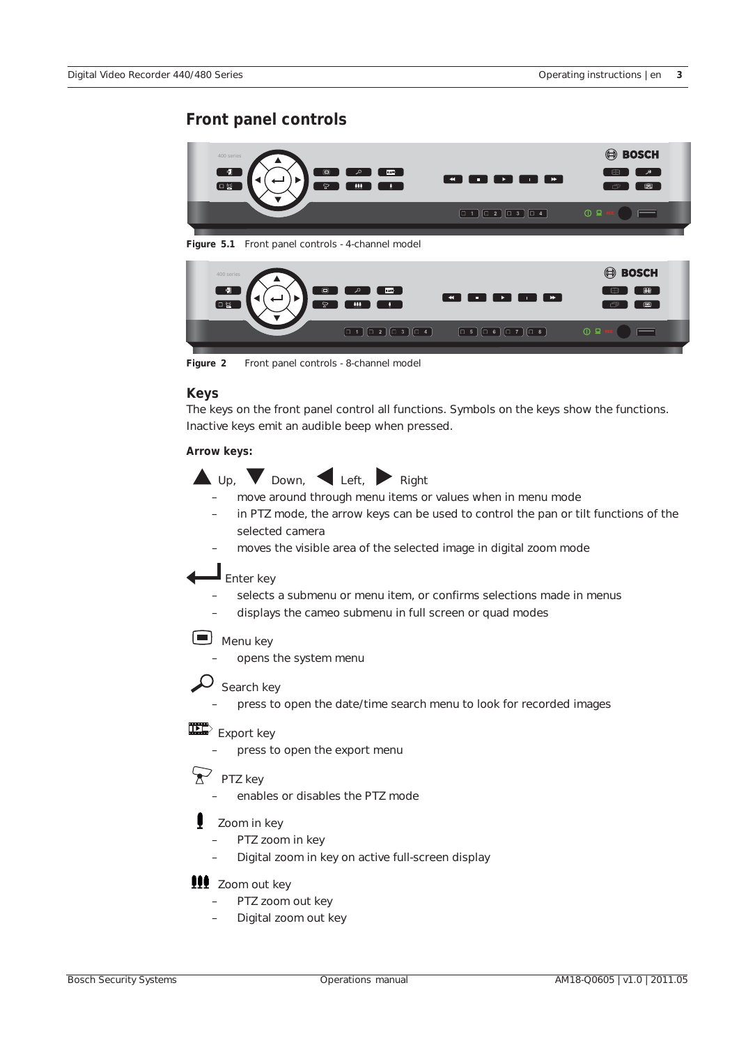## Front panel controls

Figure 5.1 Front panel controls - 4-channel model

Figure 2 Front panel controls - 8-channel model

### Keys

The keys on the front panel control all functions. Symbols on the keys show the functions. Inactive keys emit an audible beep when pressed.

**Arrow keys:**

▲ Up, ▼ Down, ◀ Left, ▶ Right

- move around through menu items or values when in menu mode
- in PTZ mode, the arrow keys can be used to control the pan or tilt functions of the selected camera
- moves the visible area of the selected image in digital zoom mode

Enter key

- selects a submenu or menu item, or confirms selections made in menus
- displays the cameo submenu in full screen or quad modes

Menu key

- opens the system menu

Search key

- press to open the date/time search menu to look for recorded images

Export key

- press to open the export menu

PTZ key

- enables or disables the PTZ mode

Zoom in key

- PTZ zoom in key
- Digital zoom in key on active full-screen display

Zoom out key

- PTZ zoom out key
- Digital zoom out key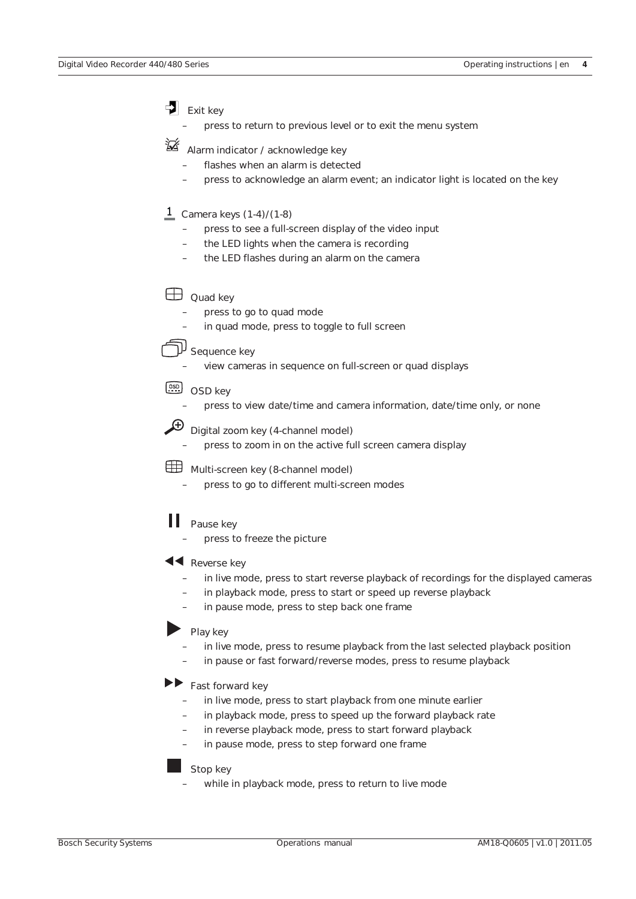Exit key

– press to return to previous level or to exit the menu system

Alarm indicator / acknowledge key

– flashes when an alarm is detected
– press to acknowledge an alarm event; an indicator light is located on the key

1 Camera keys (1-4)/(1-8)

– press to see a full-screen display of the video input
– the LED lights when the camera is recording
– the LED flashes during an alarm on the camera

Quad key

– press to go to quad mode
– in quad mode, press to toggle to full screen

Sequence key

– view cameras in sequence on full-screen or quad displays

OSD key

– press to view date/time and camera information, date/time only, or none

Digital zoom key (4-channel model)

– press to zoom in on the active full screen camera display

Multi-screen key (8-channel model)

– press to go to different multi-screen modes

Pause key

– press to freeze the picture

Reverse key

– in live mode, press to start reverse playback of recordings for the displayed cameras
– in playback mode, press to start or speed up reverse playback
– in pause mode, press to step back one frame

Play key

– in live mode, press to resume playback from the last selected playback position
– in pause or fast forward/reverse modes, press to resume playback

Fast forward key

– in live mode, press to start playback from one minute earlier
– in playback mode, press to speed up the forward playback rate
– in reverse playback mode, press to start forward playback
– in pause mode, press to step forward one frame

Stop key

– while in playback mode, press to return to live mode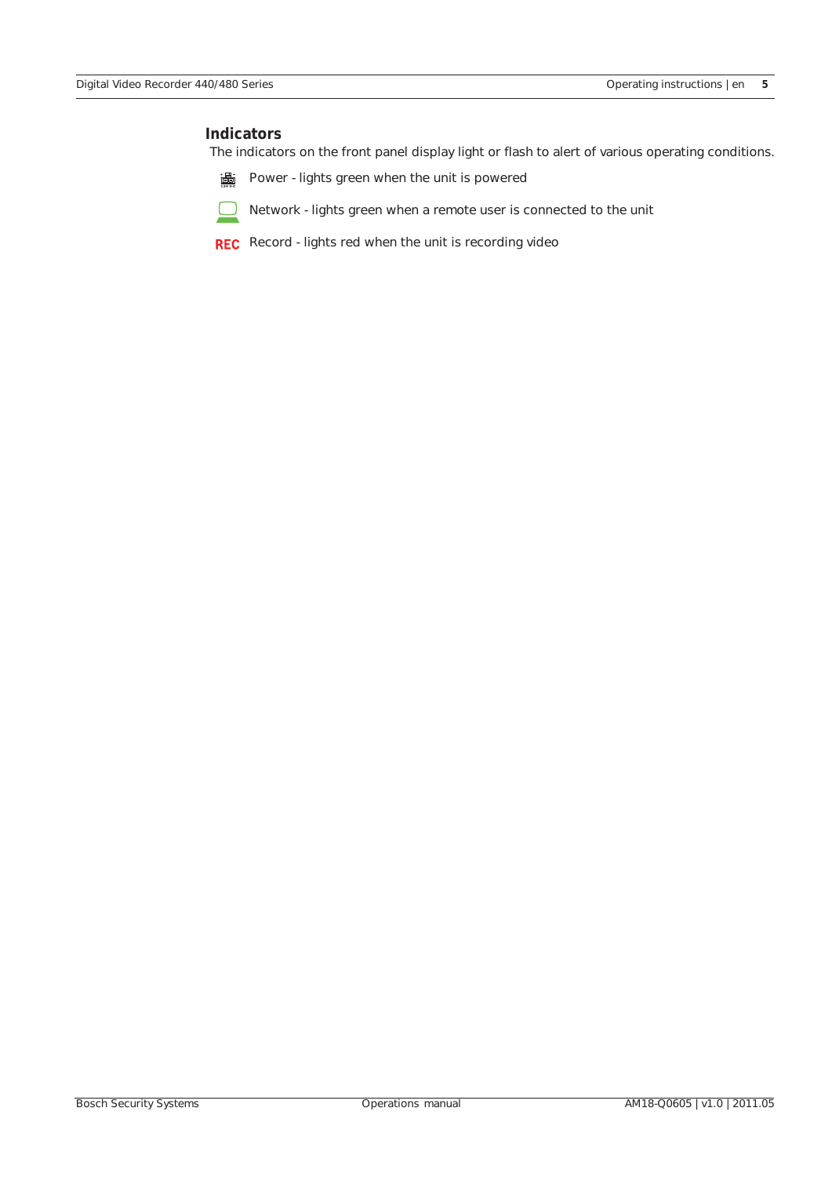## Indicators

The indicators on the front panel display light or flash to alert of various operating conditions.

- Power - lights green when the unit is powered
- Network - lights green when a remote user is connected to the unit
- REC Record - lights red when the unit is recording video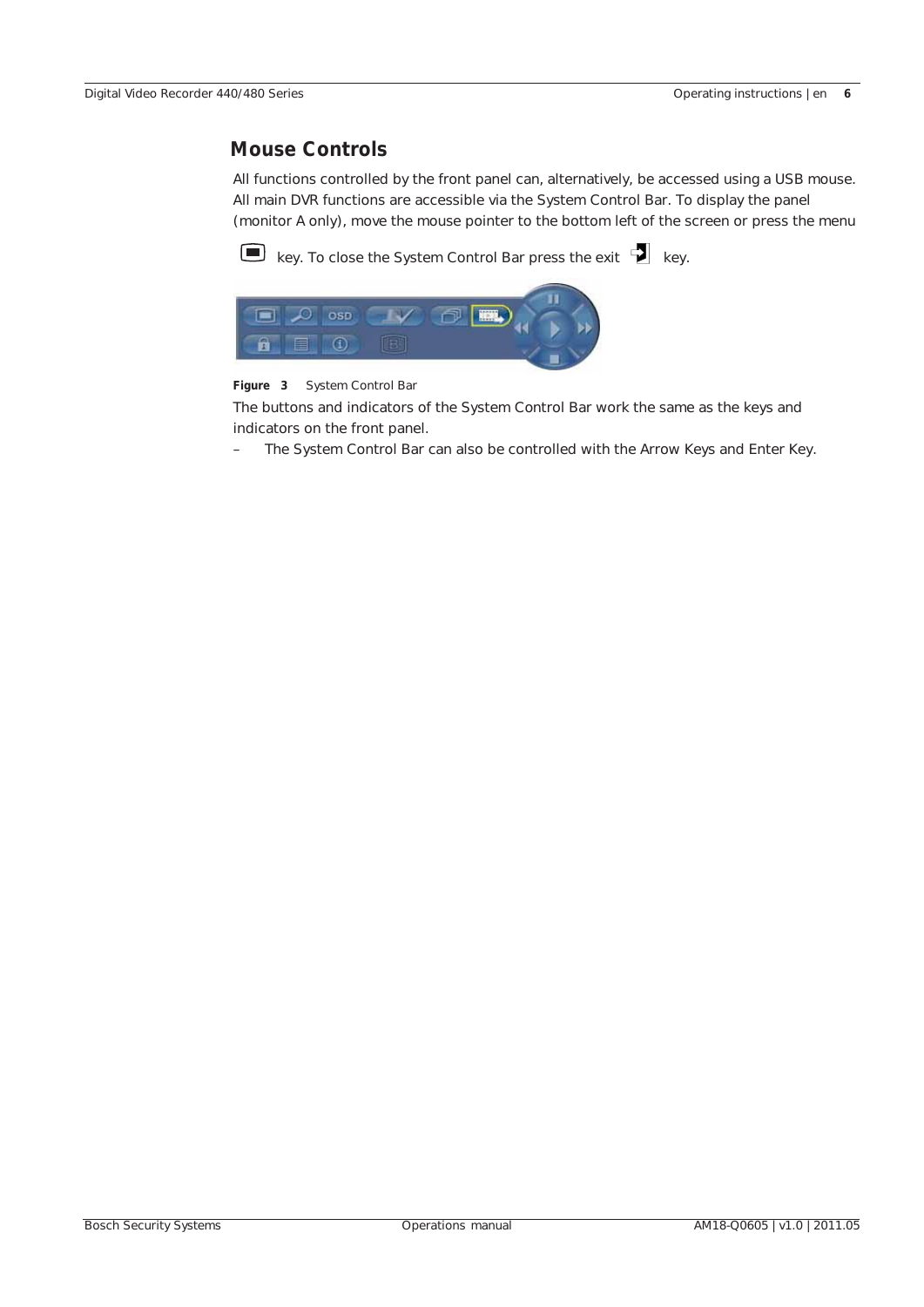## Mouse Controls

All functions controlled by the front panel can, alternatively, be accessed using a USB mouse. All main DVR functions are accessible via the System Control Bar. To display the panel (monitor A only), move the mouse pointer to the bottom left of the screen or press the menu key. To close the System Control Bar press the exit key.

**Figure 3** System Control Bar

The buttons and indicators of the System Control Bar work the same as the keys and indicators on the front panel.

– The System Control Bar can also be controlled with the Arrow Keys and Enter Key.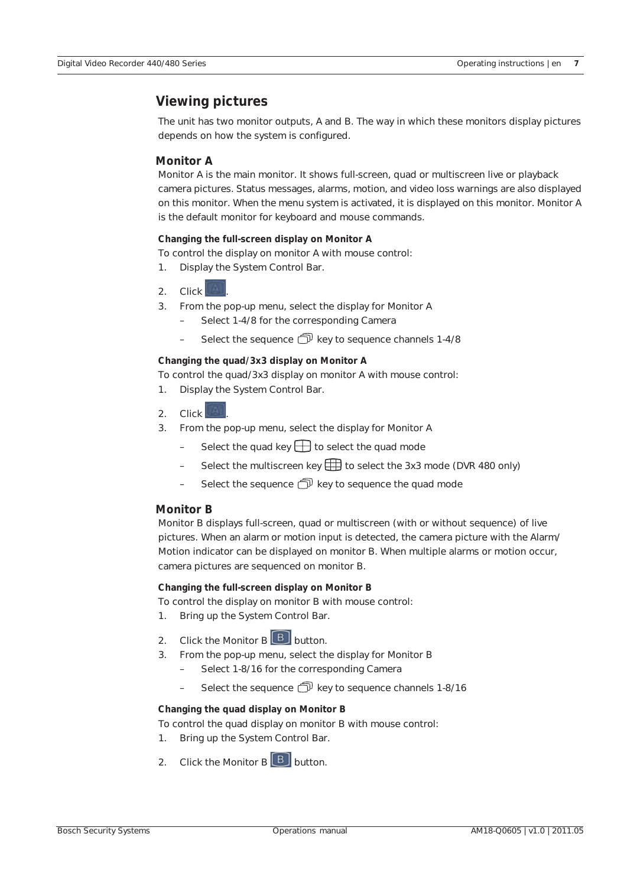## Viewing pictures

The unit has two monitor outputs, A and B. The way in which these monitors display pictures depends on how the system is configured.

### Monitor A

Monitor A is the main monitor. It shows full-screen, quad or multiscreen live or playback camera pictures. Status messages, alarms, motion, and video loss warnings are also displayed on this monitor. When the menu system is activated, it is displayed on this monitor. Monitor A is the default monitor for keyboard and mouse commands.

**Changing the full-screen display on Monitor A**

To control the display on monitor A with mouse control:

1. Display the System Control Bar.
2. Click .
3. From the pop-up menu, select the display for Monitor A
   – Select 1-4/8 for the corresponding Camera
   – Select the sequence key to sequence channels 1-4/8

**Changing the quad/3x3 display on Monitor A**

To control the quad/3x3 display on monitor A with mouse control:

1. Display the System Control Bar.
2. Click .
3. From the pop-up menu, select the display for Monitor A
   – Select the quad key to select the quad mode
   – Select the multiscreen key to select the 3x3 mode (DVR 480 only)
   – Select the sequence key to sequence the quad mode

### Monitor B

Monitor B displays full-screen, quad or multiscreen (with or without sequence) of live pictures. When an alarm or motion input is detected, the camera picture with the Alarm/ Motion indicator can be displayed on monitor B. When multiple alarms or motion occur, camera pictures are sequenced on monitor B.

**Changing the full-screen display on Monitor B**

To control the display on monitor B with mouse control:

1. Bring up the System Control Bar.
2. Click the Monitor B button.
3. From the pop-up menu, select the display for Monitor B
   – Select 1-8/16 for the corresponding Camera
   – Select the sequence key to sequence channels 1-8/16

**Changing the quad display on Monitor B**

To control the quad display on monitor B with mouse control:

1. Bring up the System Control Bar.
2. Click the Monitor B button.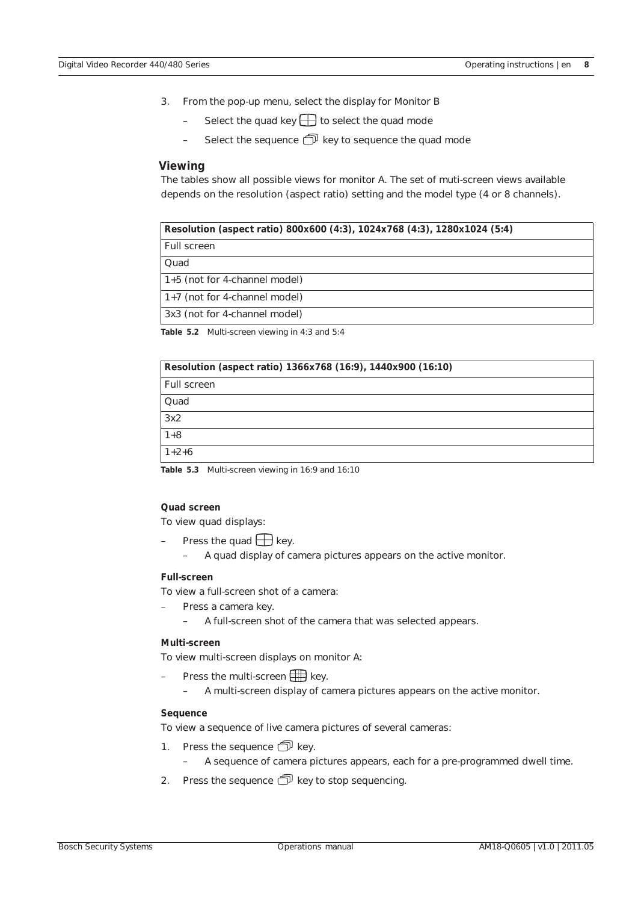3. From the pop-up menu, select the display for Monitor B
   - Select the quad key to select the quad mode
   - Select the sequence key to sequence the quad mode

## Viewing

The tables show all possible views for monitor A. The set of muti-screen views available depends on the resolution (aspect ratio) setting and the model type (4 or 8 channels).

| **Resolution (aspect ratio) 800x600 (4:3), 1024x768 (4:3), 1280x1024 (5:4)** |
| --- |
| Full screen |
| Quad |
| 1+5 (not for 4-channel model) |
| 1+7 (not for 4-channel model) |
| 3x3 (not for 4-channel model) |

**Table 5.2** Multi-screen viewing in 4:3 and 5:4

| **Resolution (aspect ratio) 1366x768 (16:9), 1440x900 (16:10)** |
| --- |
| Full screen |
| Quad |
| 3x2 |
| 1+8 |
| 1+2+6 |

**Table 5.3** Multi-screen viewing in 16:9 and 16:10

#### Quad screen

To view quad displays:

- Press the quad key.
  - A quad display of camera pictures appears on the active monitor.

#### Full-screen

To view a full-screen shot of a camera:

- Press a camera key.
  - A full-screen shot of the camera that was selected appears.

#### Multi-screen

To view multi-screen displays on monitor A:

- Press the multi-screen key.
  - A multi-screen display of camera pictures appears on the active monitor.

#### Sequence

To view a sequence of live camera pictures of several cameras:

1. Press the sequence key.
   - A sequence of camera pictures appears, each for a pre-programmed dwell time.
2. Press the sequence key to stop sequencing.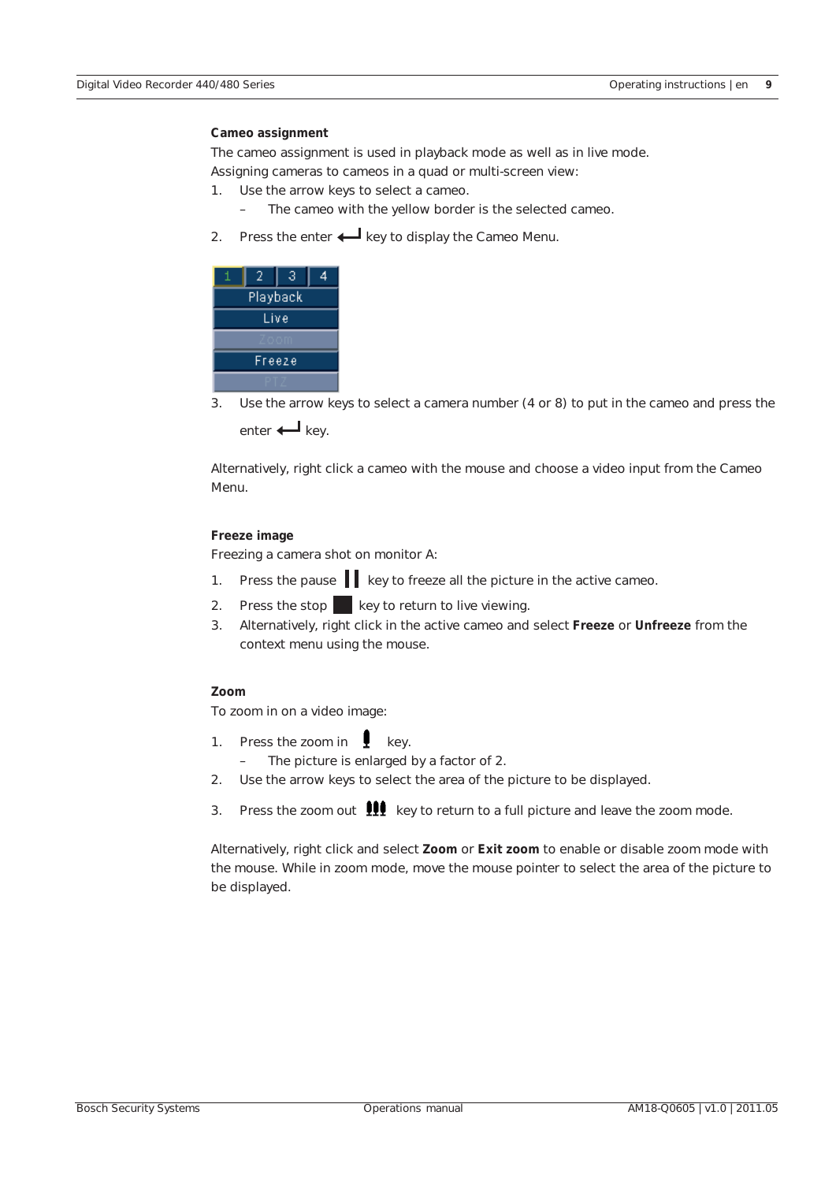**Cameo assignment**

The cameo assignment is used in playback mode as well as in live mode.
Assigning cameras to cameos in a quad or multi-screen view:

1. Use the arrow keys to select a cameo.
   – The cameo with the yellow border is the selected cameo.
2. Press the enter ↵ key to display the Cameo Menu.
3. Use the arrow keys to select a camera number (4 or 8) to put in the cameo and press the enter ↵ key.

Alternatively, right click a cameo with the mouse and choose a video input from the Cameo Menu.

**Freeze image**

Freezing a camera shot on monitor A:

1. Press the pause key to freeze all the picture in the active cameo.
2. Press the stop key to return to live viewing.
3. Alternatively, right click in the active cameo and select **Freeze** or **Unfreeze** from the context menu using the mouse.

**Zoom**

To zoom in on a video image:

1. Press the zoom in key.
   – The picture is enlarged by a factor of 2.
2. Use the arrow keys to select the area of the picture to be displayed.
3. Press the zoom out key to return to a full picture and leave the zoom mode.

Alternatively, right click and select **Zoom** or **Exit zoom** to enable or disable zoom mode with the mouse. While in zoom mode, move the mouse pointer to select the area of the picture to be displayed.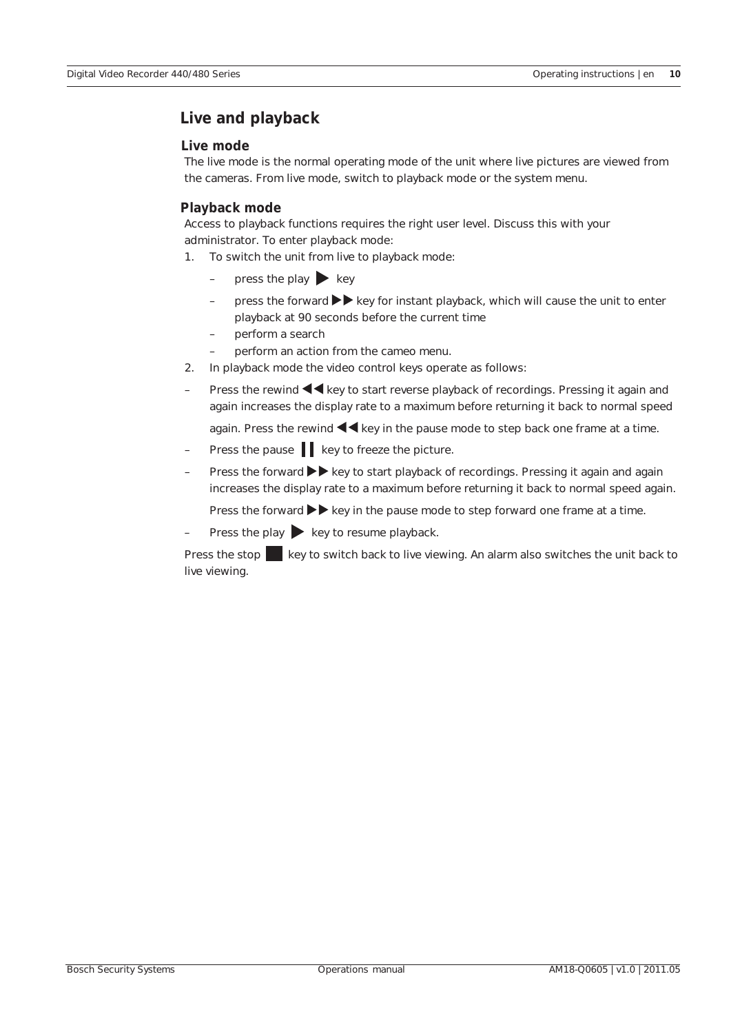# Live and playback

## Live mode

The live mode is the normal operating mode of the unit where live pictures are viewed from the cameras. From live mode, switch to playback mode or the system menu.

## Playback mode

Access to playback functions requires the right user level. Discuss this with your administrator. To enter playback mode:

1. To switch the unit from live to playback mode:
   - press the play ▶ key
   - press the forward ▶▶ key for instant playback, which will cause the unit to enter playback at 90 seconds before the current time
   - perform a search
   - perform an action from the cameo menu.
2. In playback mode the video control keys operate as follows:

- Press the rewind ◀◀ key to start reverse playback of recordings. Pressing it again and again increases the display rate to a maximum before returning it back to normal speed again. Press the rewind ◀◀ key in the pause mode to step back one frame at a time.
- Press the pause ❚❚ key to freeze the picture.
- Press the forward ▶▶ key to start playback of recordings. Pressing it again and again increases the display rate to a maximum before returning it back to normal speed again. Press the forward ▶▶ key in the pause mode to step forward one frame at a time.
- Press the play ▶ key to resume playback.

Press the stop ■ key to switch back to live viewing. An alarm also switches the unit back to live viewing.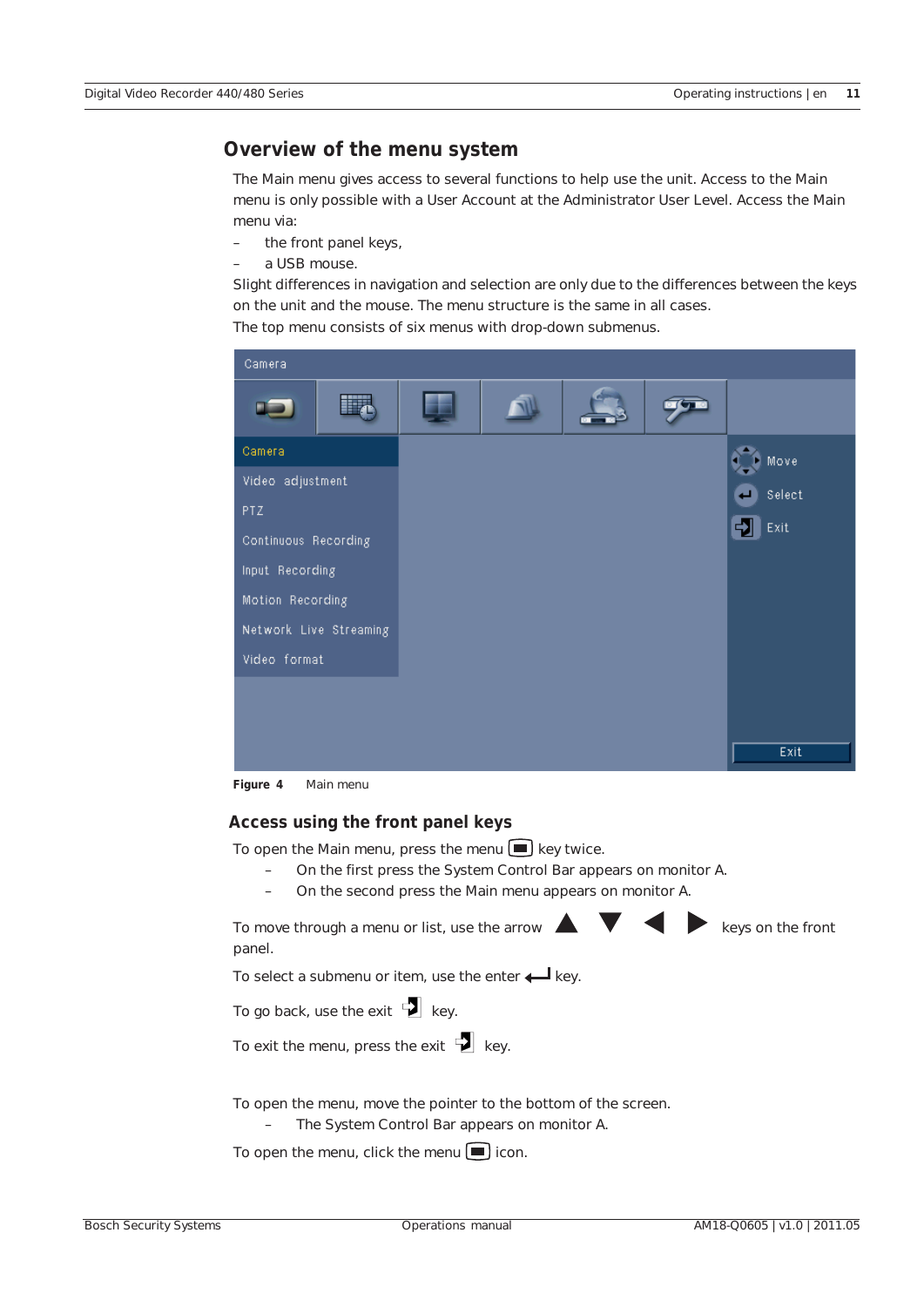## Overview of the menu system

The Main menu gives access to several functions to help use the unit. Access to the Main menu is only possible with a User Account at the Administrator User Level. Access the Main menu via:

- the front panel keys,
- a USB mouse.

Slight differences in navigation and selection are only due to the differences between the keys on the unit and the mouse. The menu structure is the same in all cases.

The top menu consists of six menus with drop-down submenus.

**Figure 4** Main menu

### Access using the front panel keys

To open the Main menu, press the menu key twice.

- On the first press the System Control Bar appears on monitor A.
- On the second press the Main menu appears on monitor A.

To move through a menu or list, use the arrow ▲ ▼ ◀ ▶ keys on the front panel.

To select a submenu or item, use the enter key.

To go back, use the exit key.

To exit the menu, press the exit key.

To open the menu, move the pointer to the bottom of the screen.

- The System Control Bar appears on monitor A.

To open the menu, click the menu icon.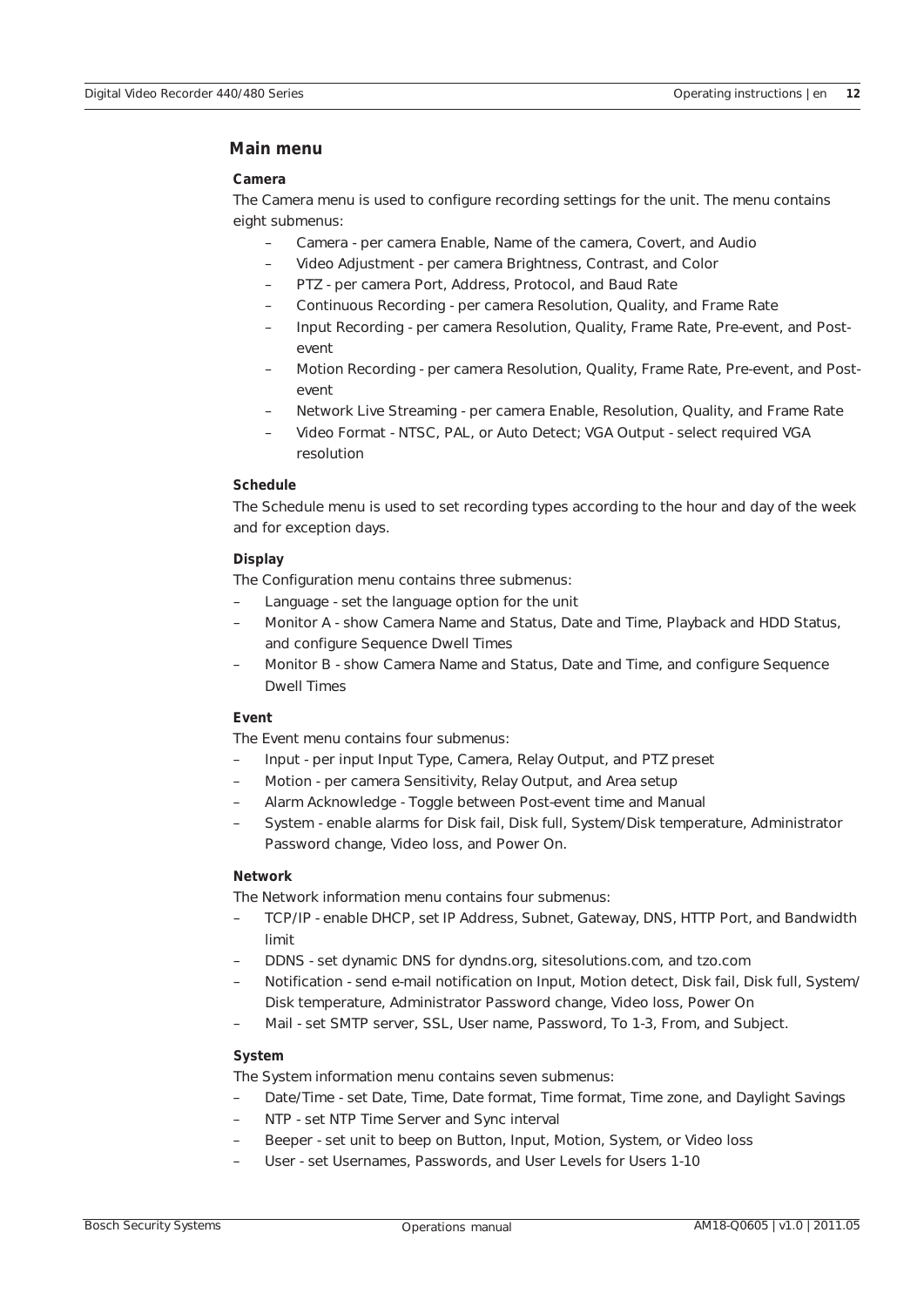## Main menu

### Camera

The Camera menu is used to configure recording settings for the unit. The menu contains eight submenus:

- Camera - per camera Enable, Name of the camera, Covert, and Audio
- Video Adjustment - per camera Brightness, Contrast, and Color
- PTZ - per camera Port, Address, Protocol, and Baud Rate
- Continuous Recording - per camera Resolution, Quality, and Frame Rate
- Input Recording - per camera Resolution, Quality, Frame Rate, Pre-event, and Post-event
- Motion Recording - per camera Resolution, Quality, Frame Rate, Pre-event, and Post-event
- Network Live Streaming - per camera Enable, Resolution, Quality, and Frame Rate
- Video Format - NTSC, PAL, or Auto Detect; VGA Output - select required VGA resolution

### Schedule

The Schedule menu is used to set recording types according to the hour and day of the week and for exception days.

### Display

The Configuration menu contains three submenus:

- Language - set the language option for the unit
- Monitor A - show Camera Name and Status, Date and Time, Playback and HDD Status, and configure Sequence Dwell Times
- Monitor B - show Camera Name and Status, Date and Time, and configure Sequence Dwell Times

### Event

The Event menu contains four submenus:

- Input - per input Input Type, Camera, Relay Output, and PTZ preset
- Motion - per camera Sensitivity, Relay Output, and Area setup
- Alarm Acknowledge - Toggle between Post-event time and Manual
- System - enable alarms for Disk fail, Disk full, System/Disk temperature, Administrator Password change, Video loss, and Power On.

### Network

The Network information menu contains four submenus:

- TCP/IP - enable DHCP, set IP Address, Subnet, Gateway, DNS, HTTP Port, and Bandwidth limit
- DDNS - set dynamic DNS for dyndns.org, sitesolutions.com, and tzo.com
- Notification - send e-mail notification on Input, Motion detect, Disk fail, Disk full, System/Disk temperature, Administrator Password change, Video loss, Power On
- Mail - set SMTP server, SSL, User name, Password, To 1-3, From, and Subject.

### System

The System information menu contains seven submenus:

- Date/Time - set Date, Time, Date format, Time format, Time zone, and Daylight Savings
- NTP - set NTP Time Server and Sync interval
- Beeper - set unit to beep on Button, Input, Motion, System, or Video loss
- User - set Usernames, Passwords, and User Levels for Users 1-10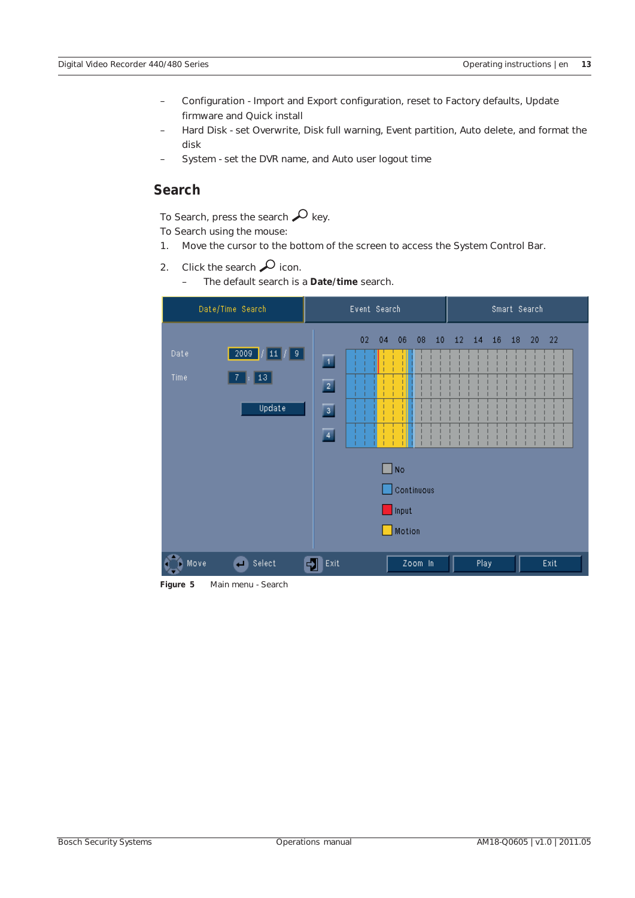- Configuration - Import and Export configuration, reset to Factory defaults, Update firmware and Quick install
- Hard Disk - set Overwrite, Disk full warning, Event partition, Auto delete, and format the disk
- System - set the DVR name, and Auto user logout time

## Search

To Search, press the search key.

To Search using the mouse:

1. Move the cursor to the bottom of the screen to access the System Control Bar.
2. Click the search icon.
   - The default search is a **Date/time** search.

**Figure 5** Main menu - Search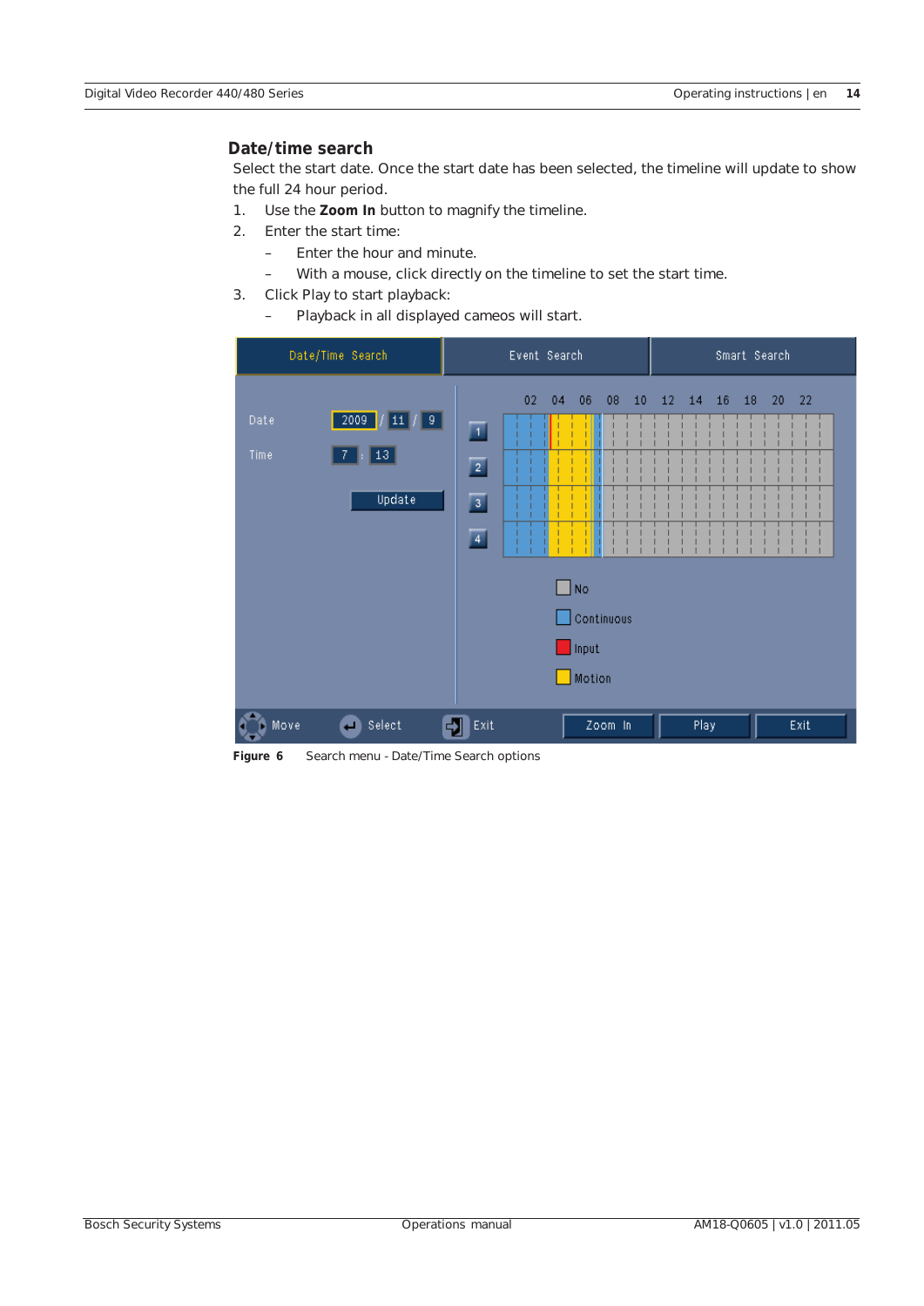## Date/time search

Select the start date. Once the start date has been selected, the timeline will update to show the full 24 hour period.

1. Use the **Zoom In** button to magnify the timeline.
2. Enter the start time:
   - Enter the hour and minute.
   - With a mouse, click directly on the timeline to set the start time.
3. Click Play to start playback:
   - Playback in all displayed cameos will start.

**Figure 6** Search menu - Date/Time Search options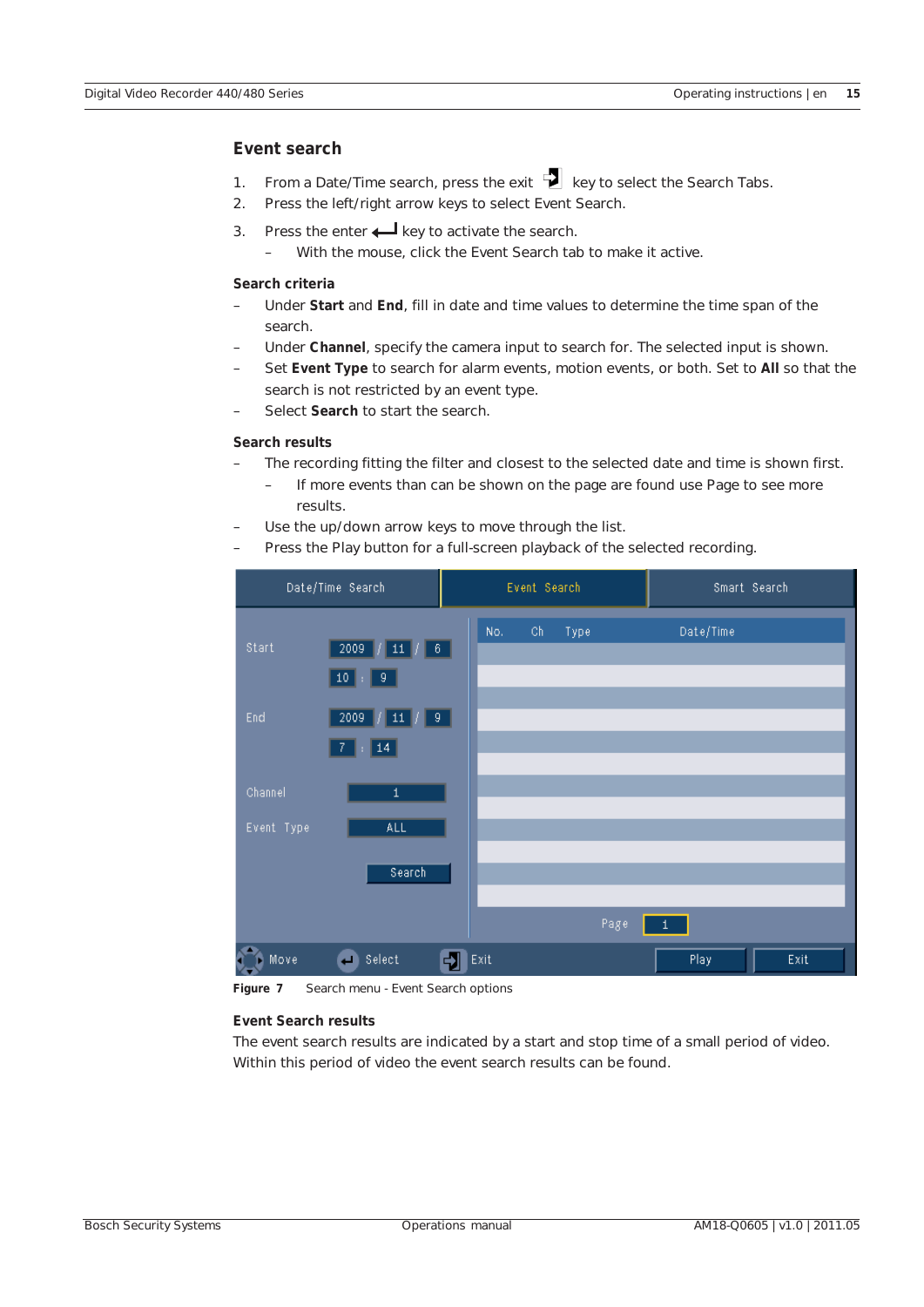## Event search

1. From a Date/Time search, press the exit key to select the Search Tabs.
2. Press the left/right arrow keys to select Event Search.
3. Press the enter key to activate the search.
   - With the mouse, click the Event Search tab to make it active.

### Search criteria

- Under **Start** and **End**, fill in date and time values to determine the time span of the search.
- Under **Channel**, specify the camera input to search for. The selected input is shown.
- Set **Event Type** to search for alarm events, motion events, or both. Set to **All** so that the search is not restricted by an event type.
- Select **Search** to start the search.

### Search results

- The recording fitting the filter and closest to the selected date and time is shown first.
  - If more events than can be shown on the page are found use Page to see more results.
- Use the up/down arrow keys to move through the list.
- Press the Play button for a full-screen playback of the selected recording.

**Figure 7** Search menu - Event Search options

### Event Search results

The event search results are indicated by a start and stop time of a small period of video. Within this period of video the event search results can be found.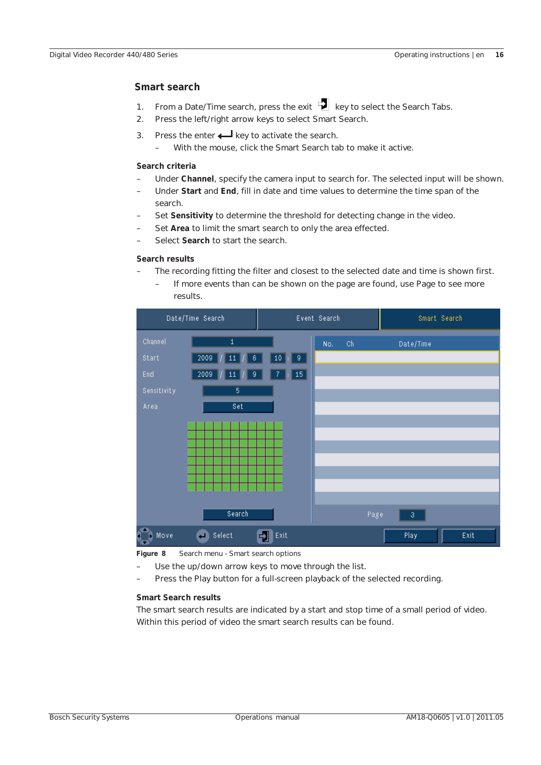## Smart search

1. From a Date/Time search, press the exit key to select the Search Tabs.
2. Press the left/right arrow keys to select Smart Search.
3. Press the enter key to activate the search.
   – With the mouse, click the Smart Search tab to make it active.

### Search criteria

– Under **Channel**, specify the camera input to search for. The selected input will be shown.
– Under **Start** and **End**, fill in date and time values to determine the time span of the search.
– Set **Sensitivity** to determine the threshold for detecting change in the video.
– Set **Area** to limit the smart search to only the area effected.
– Select **Search** to start the search.

### Search results

– The recording fitting the filter and closest to the selected date and time is shown first.
   – If more events than can be shown on the page are found, use Page to see more results.

**Figure 8** Search menu - Smart search options

– Use the up/down arrow keys to move through the list.
– Press the Play button for a full-screen playback of the selected recording.

### Smart Search results

The smart search results are indicated by a start and stop time of a small period of video. Within this period of video the smart search results can be found.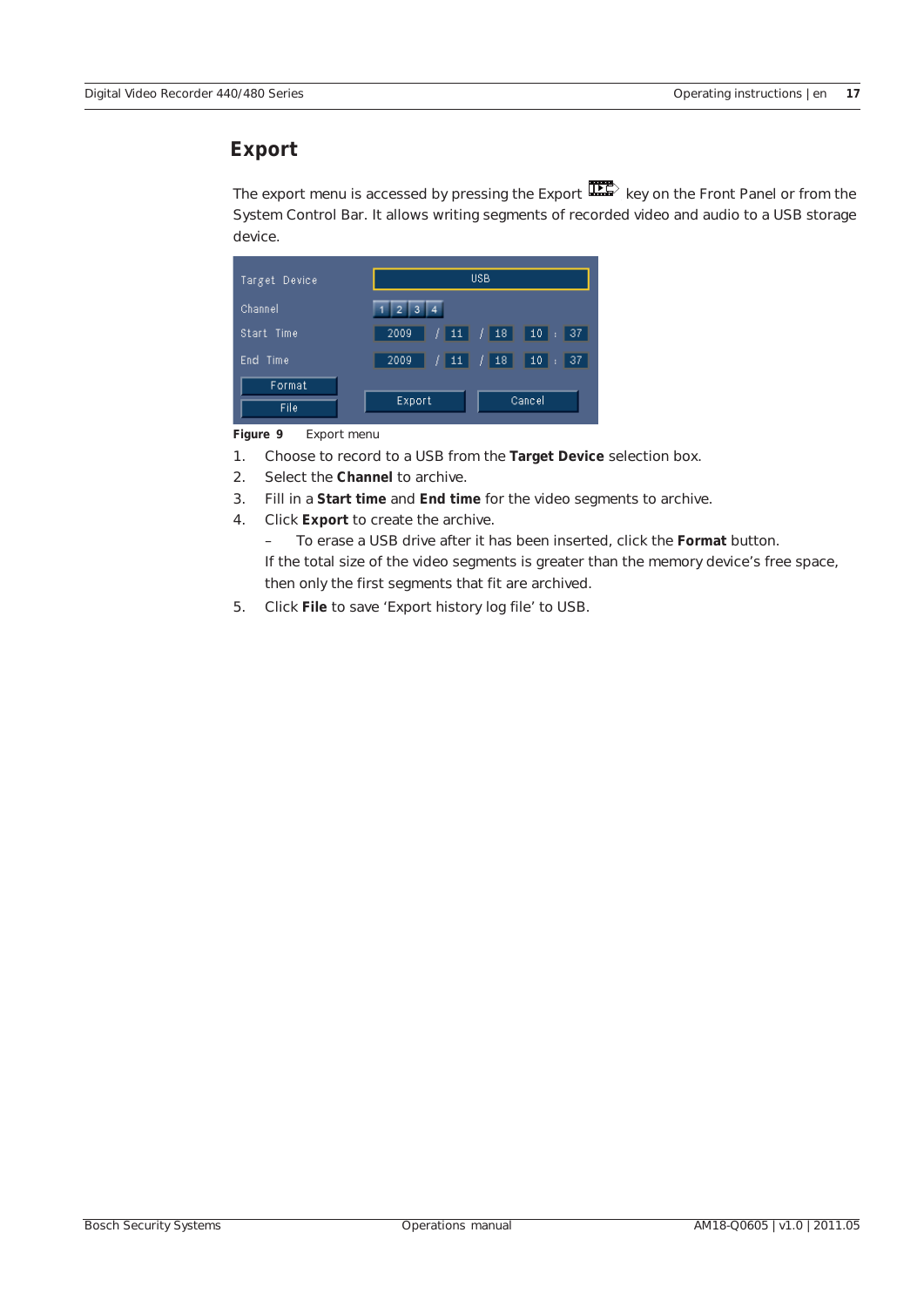## Export

The export menu is accessed by pressing the Export key on the Front Panel or from the System Control Bar. It allows writing segments of recorded video and audio to a USB storage device.

**Figure 9** Export menu

1. Choose to record to a USB from the **Target Device** selection box.
2. Select the **Channel** to archive.
3. Fill in a **Start time** and **End time** for the video segments to archive.
4. Click **Export** to create the archive.
   - To erase a USB drive after it has been inserted, click the **Format** button.

   If the total size of the video segments is greater than the memory device's free space, then only the first segments that fit are archived.
5. Click **File** to save 'Export history log file' to USB.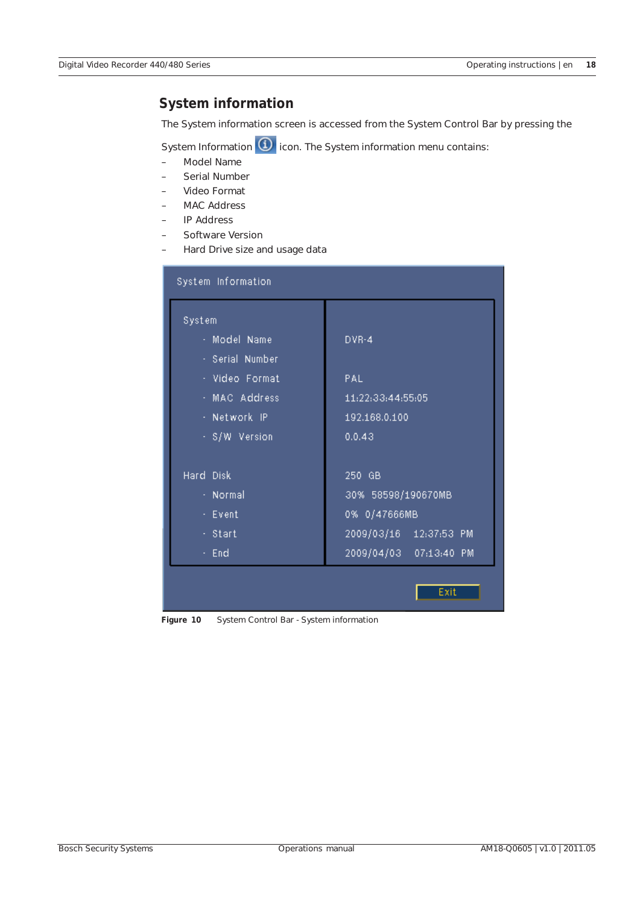## System information

The System information screen is accessed from the System Control Bar by pressing the System Information icon. The System information menu contains:

- Model Name
- Serial Number
- Video Format
- MAC Address
- IP Address
- Software Version
- Hard Drive size and usage data

| System Information | |
|---|---|
| System | |
| · Model Name | DVR-4 |
| · Serial Number | |
| · Video Format | PAL |
| · MAC Address | 11:22:33:44:55:05 |
| · Network IP | 192.168.0.100 |
| · S/W Version | 0.0.43 |
| Hard Disk | 250 GB |
| · Normal | 30% 58598/190670MB |
| · Event | 0% 0/47666MB |
| · Start | 2009/03/16 12:37:53 PM |
| · End | 2009/04/03 07:13:40 PM |

Exit

**Figure 10** System Control Bar - System information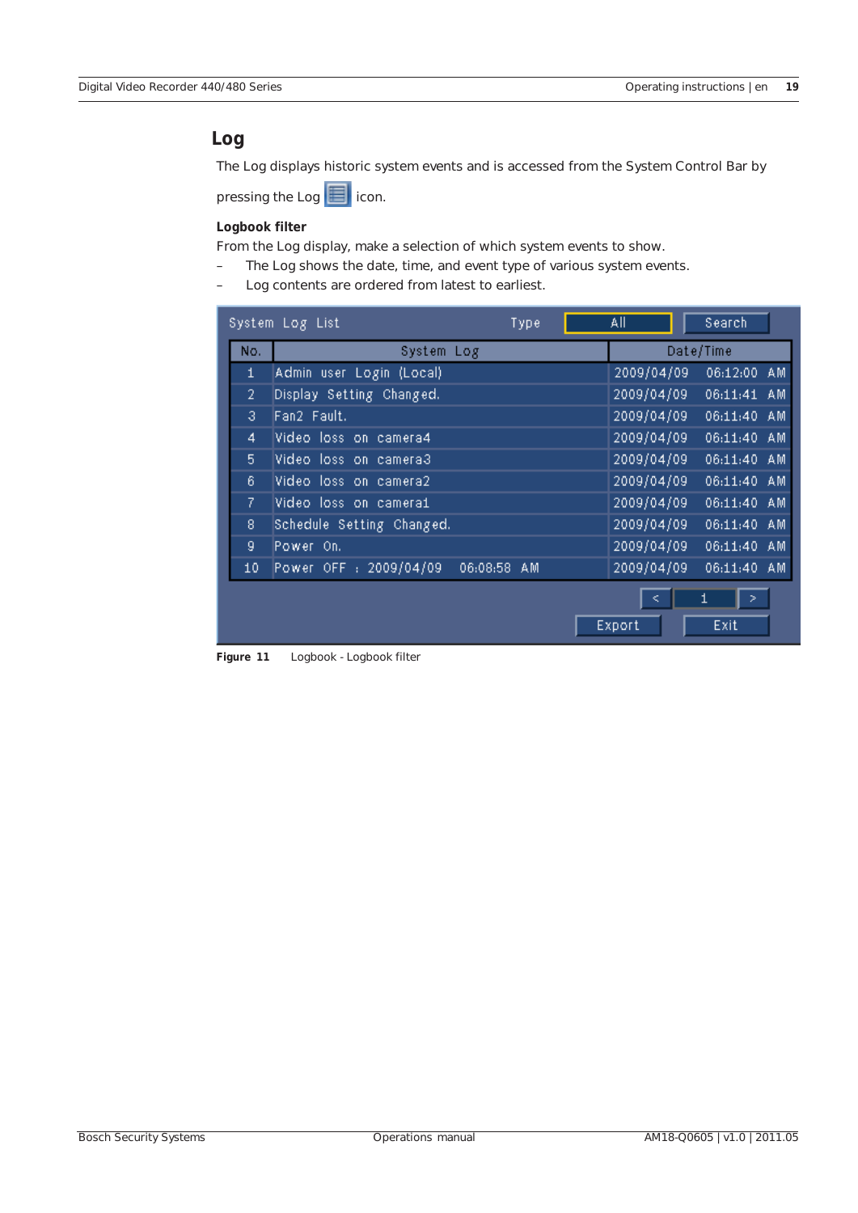## Log

The Log displays historic system events and is accessed from the System Control Bar by pressing the Log icon.

**Logbook filter**

From the Log display, make a selection of which system events to show.

- The Log shows the date, time, and event type of various system events.
- Log contents are ordered from latest to earliest.

System Log List    Type: All    Search

| No. | System Log | Date/Time |
|---|---|---|
| 1 | Admin user Login (Local) | 2009/04/09 06:12:00 AM |
| 2 | Display Setting Changed. | 2009/04/09 06:11:41 AM |
| 3 | Fan2 Fault. | 2009/04/09 06:11:40 AM |
| 4 | Video loss on camera4 | 2009/04/09 06:11:40 AM |
| 5 | Video loss on camera3 | 2009/04/09 06:11:40 AM |
| 6 | Video loss on camera2 | 2009/04/09 06:11:40 AM |
| 7 | Video loss on camera1 | 2009/04/09 06:11:40 AM |
| 8 | Schedule Setting Changed. | 2009/04/09 06:11:40 AM |
| 9 | Power On. | 2009/04/09 06:11:40 AM |
| 10 | Power OFF : 2009/04/09 06:08:58 AM | 2009/04/09 06:11:40 AM |

< 1 >

Export    Exit

**Figure 11** Logbook - Logbook filter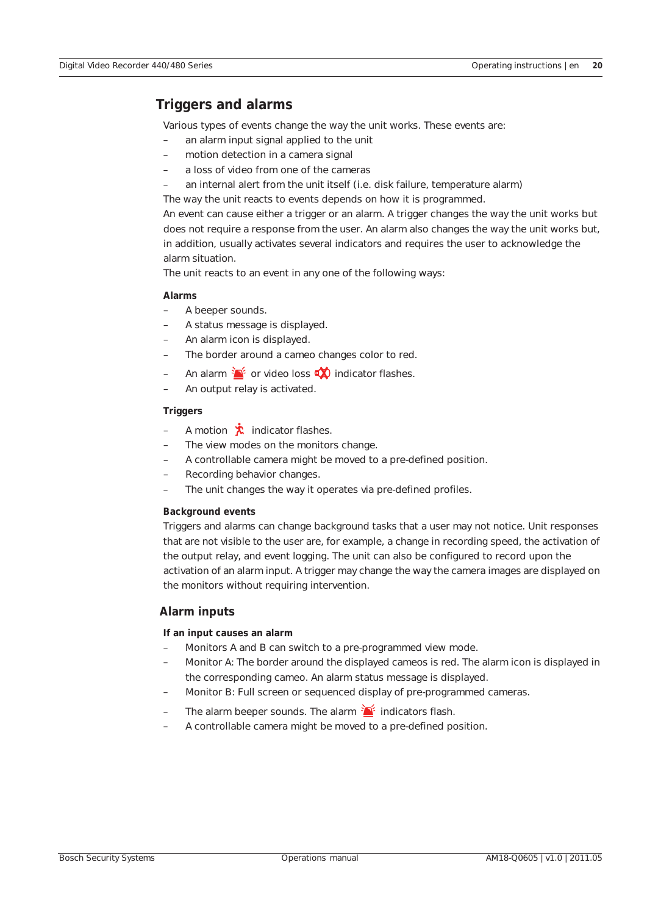## Triggers and alarms

Various types of events change the way the unit works. These events are:

- an alarm input signal applied to the unit
- motion detection in a camera signal
- a loss of video from one of the cameras
- an internal alert from the unit itself (i.e. disk failure, temperature alarm)

The way the unit reacts to events depends on how it is programmed.

An event can cause either a trigger or an alarm. A trigger changes the way the unit works but does not require a response from the user. An alarm also changes the way the unit works but, in addition, usually activates several indicators and requires the user to acknowledge the alarm situation.

The unit reacts to an event in any one of the following ways:

**Alarms**

- A beeper sounds.
- A status message is displayed.
- An alarm icon is displayed.
- The border around a cameo changes color to red.
- An alarm or video loss indicator flashes.
- An output relay is activated.

**Triggers**

- A motion indicator flashes.
- The view modes on the monitors change.
- A controllable camera might be moved to a pre-defined position.
- Recording behavior changes.
- The unit changes the way it operates via pre-defined profiles.

**Background events**

Triggers and alarms can change background tasks that a user may not notice. Unit responses that are not visible to the user are, for example, a change in recording speed, the activation of the output relay, and event logging. The unit can also be configured to record upon the activation of an alarm input. A trigger may change the way the camera images are displayed on the monitors without requiring intervention.

## Alarm inputs

**If an input causes an alarm**

- Monitors A and B can switch to a pre-programmed view mode.
- Monitor A: The border around the displayed cameos is red. The alarm icon is displayed in the corresponding cameo. An alarm status message is displayed.
- Monitor B: Full screen or sequenced display of pre-programmed cameras.
- The alarm beeper sounds. The alarm indicators flash.
- A controllable camera might be moved to a pre-defined position.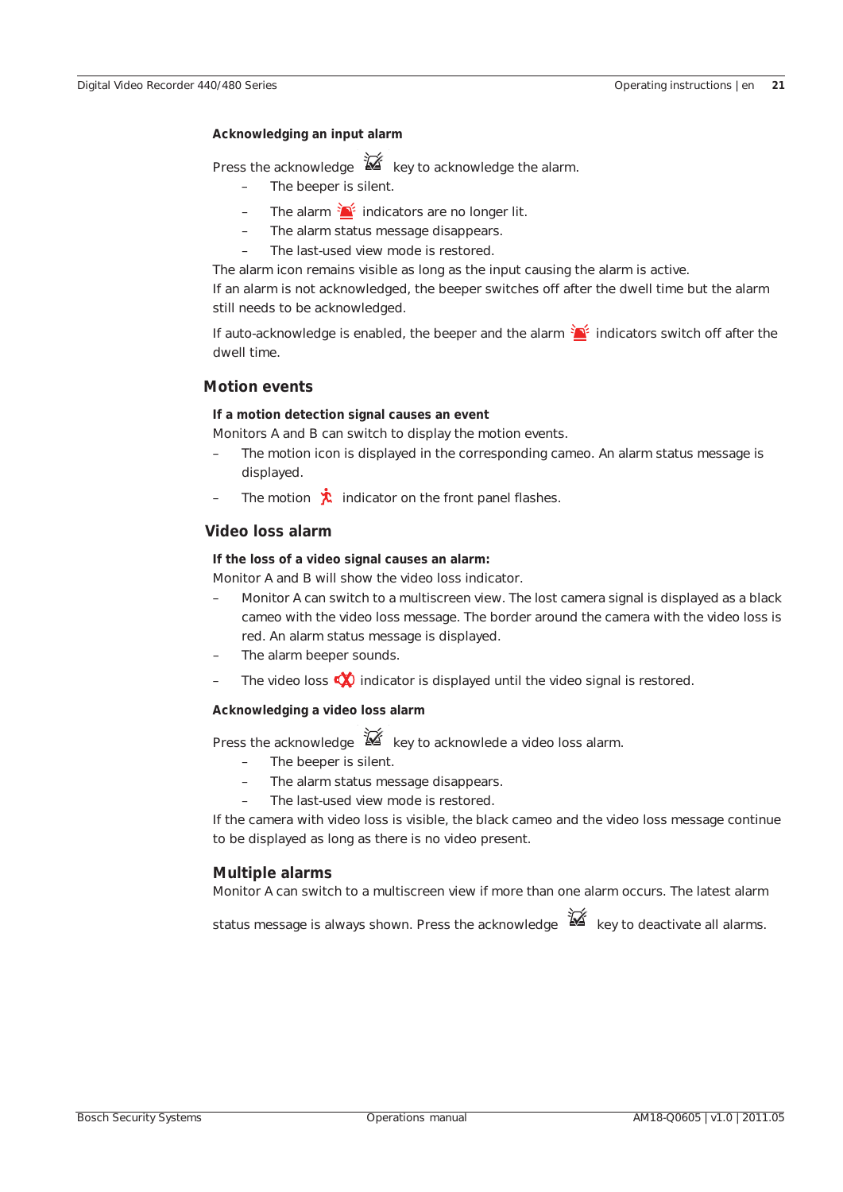#### Acknowledging an input alarm

Press the acknowledge key to acknowledge the alarm.

- The beeper is silent.
- The alarm indicators are no longer lit.
- The alarm status message disappears.
- The last-used view mode is restored.

The alarm icon remains visible as long as the input causing the alarm is active.
If an alarm is not acknowledged, the beeper switches off after the dwell time but the alarm still needs to be acknowledged.

If auto-acknowledge is enabled, the beeper and the alarm indicators switch off after the dwell time.

### Motion events

#### If a motion detection signal causes an event

Monitors A and B can switch to display the motion events.

- The motion icon is displayed in the corresponding cameo. An alarm status message is displayed.
- The motion indicator on the front panel flashes.

### Video loss alarm

#### If the loss of a video signal causes an alarm:

Monitor A and B will show the video loss indicator.

- Monitor A can switch to a multiscreen view. The lost camera signal is displayed as a black cameo with the video loss message. The border around the camera with the video loss is red. An alarm status message is displayed.
- The alarm beeper sounds.
- The video loss indicator is displayed until the video signal is restored.

#### Acknowledging a video loss alarm

Press the acknowledge key to acknowlede a video loss alarm.

- The beeper is silent.
- The alarm status message disappears.
- The last-used view mode is restored.

If the camera with video loss is visible, the black cameo and the video loss message continue to be displayed as long as there is no video present.

### Multiple alarms

Monitor A can switch to a multiscreen view if more than one alarm occurs. The latest alarm status message is always shown. Press the acknowledge key to deactivate all alarms.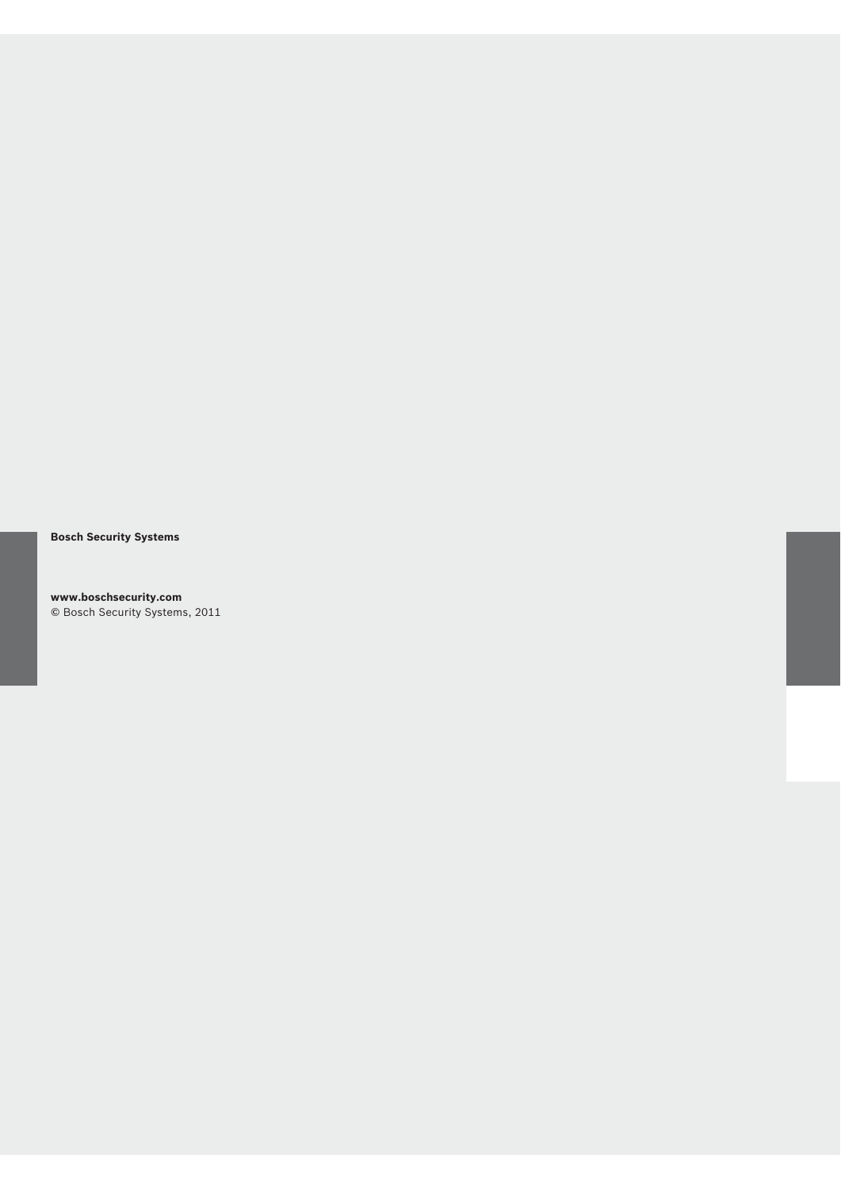**Bosch Security Systems**

**www.boschsecurity.com**
© Bosch Security Systems, 2011